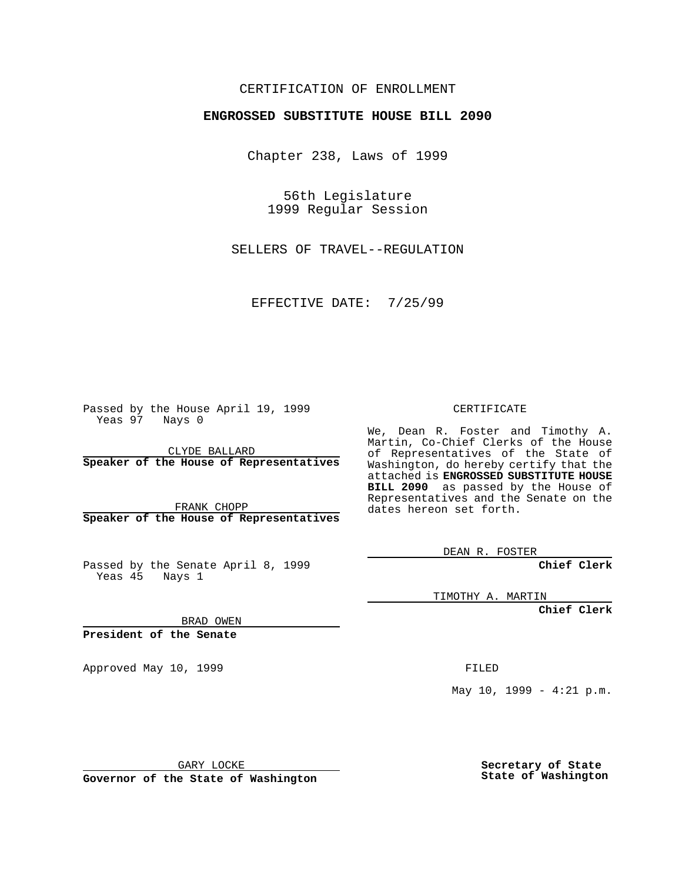CERTIFICATION OF ENROLLMENT

**ENGROSSED SUBSTITUTE HOUSE BILL 2090**

Chapter 238, Laws of 1999

56th Legislature
1999 Regular Session

SELLERS OF TRAVEL--REGULATION

EFFECTIVE DATE: 7/25/99

Passed by the House April 19, 1999
Yeas 97 Nays 0

CLYDE BALLARD
**Speaker of the House of Representatives**

FRANK CHOPP
**Speaker of the House of Representatives**

Passed by the Senate April 8, 1999
Yeas 45 Nays 1

BRAD OWEN
**President of the Senate**

Approved May 10, 1999

GARY LOCKE
**Governor of the State of Washington**

CERTIFICATE

We, Dean R. Foster and Timothy A. Martin, Co-Chief Clerks of the House of Representatives of the State of Washington, do hereby certify that the attached is **ENGROSSED SUBSTITUTE HOUSE BILL 2090** as passed by the House of Representatives and the Senate on the dates hereon set forth.

DEAN R. FOSTER
**Chief Clerk**

TIMOTHY A. MARTIN
**Chief Clerk**

FILED

May 10, 1999 - 4:21 p.m.

**Secretary of State**
**State of Washington**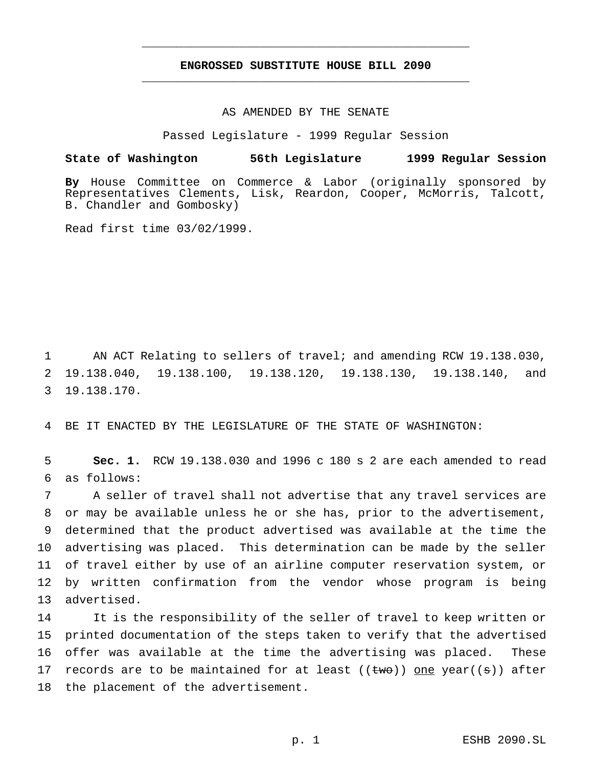# ENGROSSED SUBSTITUTE HOUSE BILL 2090

AS AMENDED BY THE SENATE

Passed Legislature - 1999 Regular Session

**State of Washington 56th Legislature 1999 Regular Session**

**By** House Committee on Commerce & Labor (originally sponsored by Representatives Clements, Lisk, Reardon, Cooper, McMorris, Talcott, B. Chandler and Gombosky)

Read first time 03/02/1999.

AN ACT Relating to sellers of travel; and amending RCW 19.138.030, 19.138.040, 19.138.100, 19.138.120, 19.138.130, 19.138.140, and 19.138.170.

BE IT ENACTED BY THE LEGISLATURE OF THE STATE OF WASHINGTON:

**Sec. 1.** RCW 19.138.030 and 1996 c 180 s 2 are each amended to read as follows:

A seller of travel shall not advertise that any travel services are or may be available unless he or she has, prior to the advertisement, determined that the product advertised was available at the time the advertising was placed. This determination can be made by the seller of travel either by use of an airline computer reservation system, or by written confirmation from the vendor whose program is being advertised.

It is the responsibility of the seller of travel to keep written or printed documentation of the steps taken to verify that the advertised offer was available at the time the advertising was placed. These records are to be maintained for at least ((~~two~~)) <u>one</u> year((~~s~~)) after the placement of the advertisement.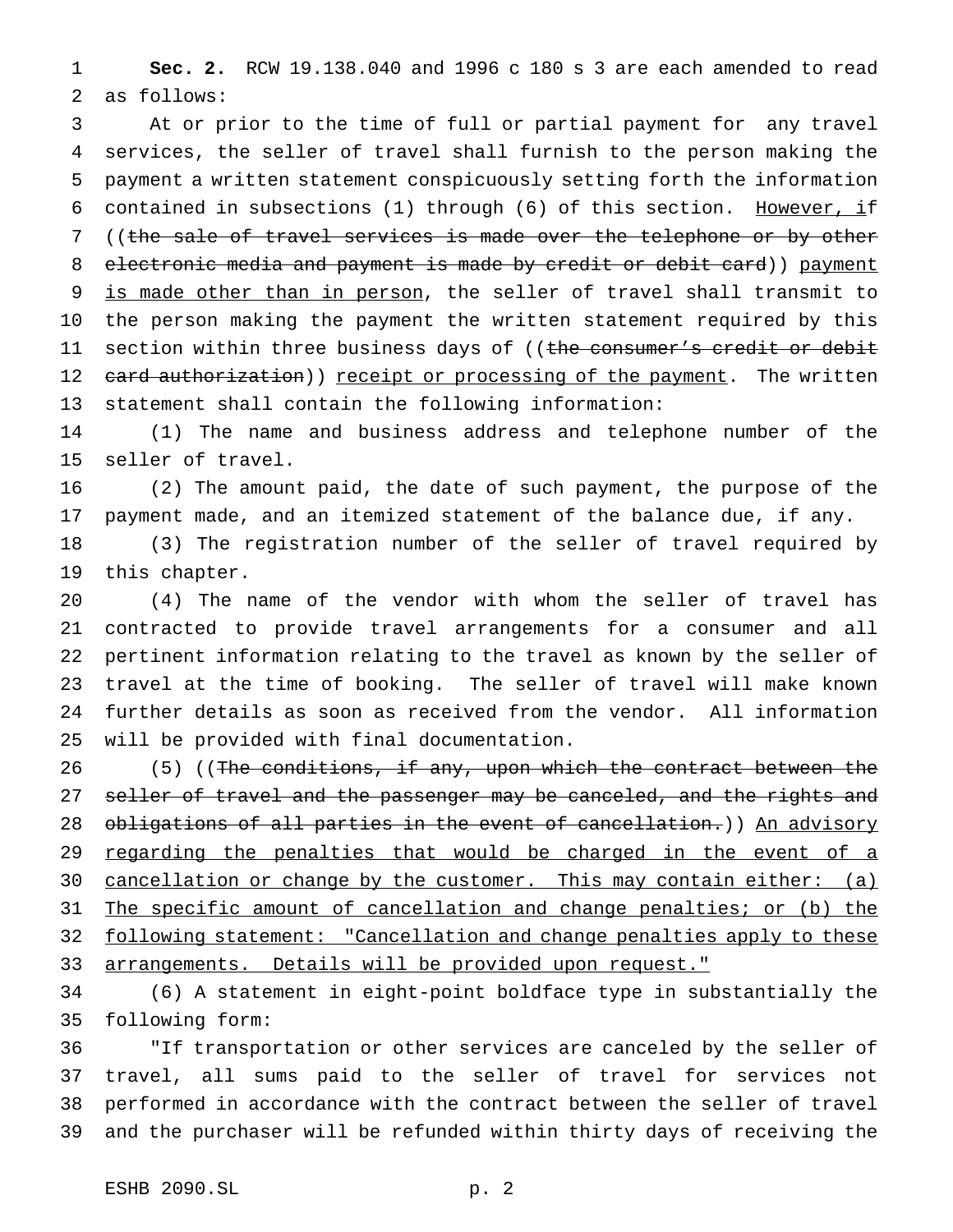**Sec. 2.** RCW 19.138.040 and 1996 c 180 s 3 are each amended to read as follows:

At or prior to the time of full or partial payment for any travel services, the seller of travel shall furnish to the person making the payment a written statement conspicuously setting forth the information contained in subsections (1) through (6) of this section. <u>However, i</u>f ((~~the sale of travel services is made over the telephone or by other electronic media and payment is made by credit or debit card~~)) <u>payment is made other than in person</u>, the seller of travel shall transmit to the person making the payment the written statement required by this section within three business days of ((~~the consumer's credit or debit card authorization~~)) <u>receipt or processing of the payment</u>. The written statement shall contain the following information:

(1) The name and business address and telephone number of the seller of travel.

(2) The amount paid, the date of such payment, the purpose of the payment made, and an itemized statement of the balance due, if any.

(3) The registration number of the seller of travel required by this chapter.

(4) The name of the vendor with whom the seller of travel has contracted to provide travel arrangements for a consumer and all pertinent information relating to the travel as known by the seller of travel at the time of booking. The seller of travel will make known further details as soon as received from the vendor. All information will be provided with final documentation.

(5) ((~~The conditions, if any, upon which the contract between the seller of travel and the passenger may be canceled, and the rights and obligations of all parties in the event of cancellation.~~)) <u>An advisory regarding the penalties that would be charged in the event of a cancellation or change by the customer. This may contain either: (a) The specific amount of cancellation and change penalties; or (b) the following statement: "Cancellation and change penalties apply to these arrangements. Details will be provided upon request."</u>

(6) A statement in eight-point boldface type in substantially the following form:

"If transportation or other services are canceled by the seller of travel, all sums paid to the seller of travel for services not performed in accordance with the contract between the seller of travel and the purchaser will be refunded within thirty days of receiving the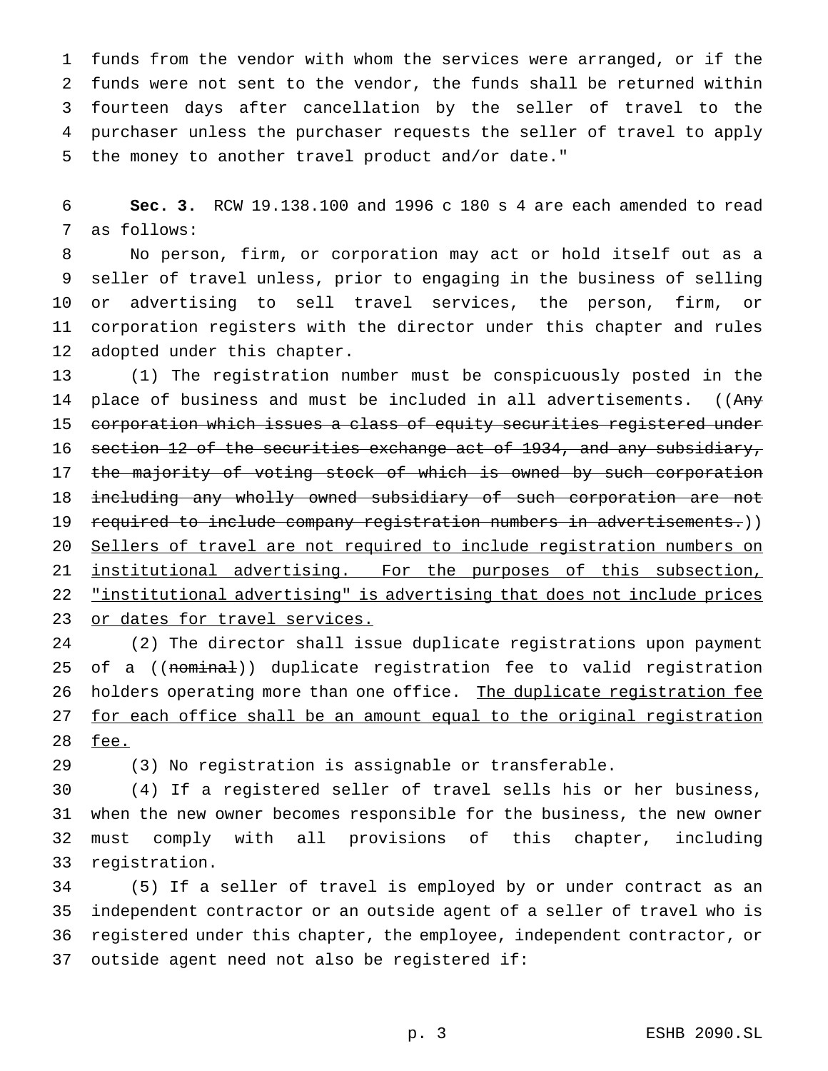funds from the vendor with whom the services were arranged, or if the funds were not sent to the vendor, the funds shall be returned within fourteen days after cancellation by the seller of travel to the purchaser unless the purchaser requests the seller of travel to apply the money to another travel product and/or date."

**Sec. 3.** RCW 19.138.100 and 1996 c 180 s 4 are each amended to read as follows:

No person, firm, or corporation may act or hold itself out as a seller of travel unless, prior to engaging in the business of selling or advertising to sell travel services, the person, firm, or corporation registers with the director under this chapter and rules adopted under this chapter.

(1) The registration number must be conspicuously posted in the place of business and must be included in all advertisements. ((~~Any corporation which issues a class of equity securities registered under section 12 of the securities exchange act of 1934, and any subsidiary, the majority of voting stock of which is owned by such corporation including any wholly owned subsidiary of such corporation are not required to include company registration numbers in advertisements.~~)) <u>Sellers of travel are not required to include registration numbers on institutional advertising. For the purposes of this subsection, "institutional advertising" is advertising that does not include prices or dates for travel services.</u>

(2) The director shall issue duplicate registrations upon payment of a ((~~nominal~~)) duplicate registration fee to valid registration holders operating more than one office. <u>The duplicate registration fee for each office shall be an amount equal to the original registration fee.</u>

(3) No registration is assignable or transferable.

(4) If a registered seller of travel sells his or her business, when the new owner becomes responsible for the business, the new owner must comply with all provisions of this chapter, including registration.

(5) If a seller of travel is employed by or under contract as an independent contractor or an outside agent of a seller of travel who is registered under this chapter, the employee, independent contractor, or outside agent need not also be registered if: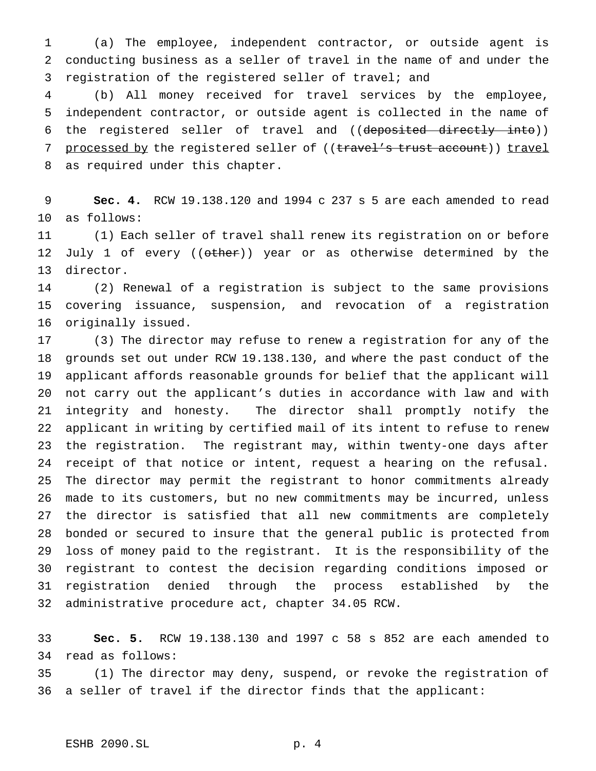(a) The employee, independent contractor, or outside agent is conducting business as a seller of travel in the name of and under the registration of the registered seller of travel; and

(b) All money received for travel services by the employee, independent contractor, or outside agent is collected in the name of the registered seller of travel and ((~~deposited directly into~~)) processed by the registered seller of ((~~travel's trust account~~)) travel as required under this chapter.

**Sec. 4.** RCW 19.138.120 and 1994 c 237 s 5 are each amended to read as follows:

(1) Each seller of travel shall renew its registration on or before July 1 of every ((~~other~~)) year or as otherwise determined by the director.

(2) Renewal of a registration is subject to the same provisions covering issuance, suspension, and revocation of a registration originally issued.

(3) The director may refuse to renew a registration for any of the grounds set out under RCW 19.138.130, and where the past conduct of the applicant affords reasonable grounds for belief that the applicant will not carry out the applicant's duties in accordance with law and with integrity and honesty. The director shall promptly notify the applicant in writing by certified mail of its intent to refuse to renew the registration. The registrant may, within twenty-one days after receipt of that notice or intent, request a hearing on the refusal. The director may permit the registrant to honor commitments already made to its customers, but no new commitments may be incurred, unless the director is satisfied that all new commitments are completely bonded or secured to insure that the general public is protected from loss of money paid to the registrant. It is the responsibility of the registrant to contest the decision regarding conditions imposed or registration denied through the process established by the administrative procedure act, chapter 34.05 RCW.

**Sec. 5.** RCW 19.138.130 and 1997 c 58 s 852 are each amended to read as follows:

(1) The director may deny, suspend, or revoke the registration of a seller of travel if the director finds that the applicant: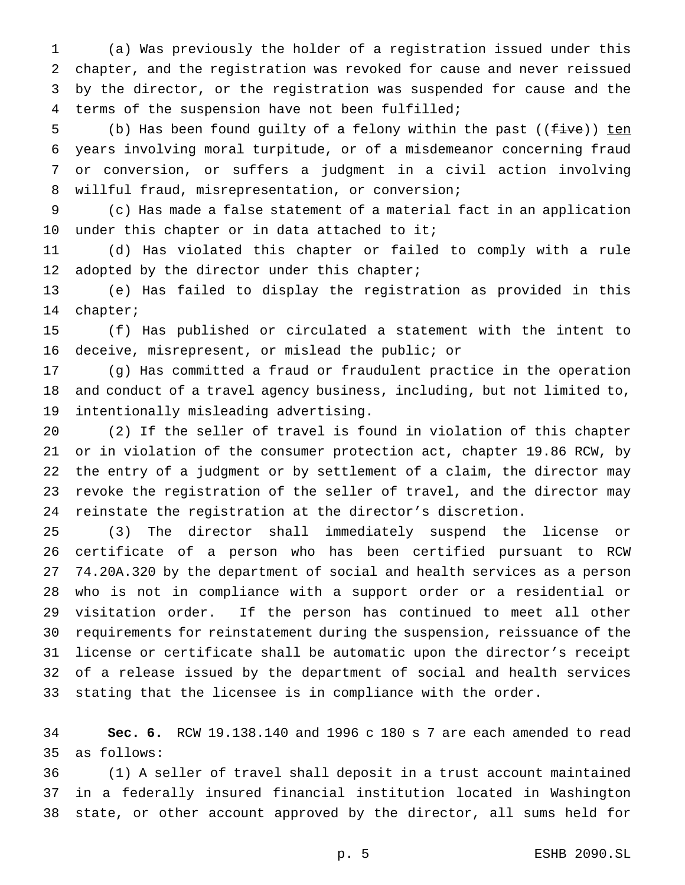(a) Was previously the holder of a registration issued under this chapter, and the registration was revoked for cause and never reissued by the director, or the registration was suspended for cause and the terms of the suspension have not been fulfilled;

(b) Has been found guilty of a felony within the past ((~~five~~)) <u>ten</u> years involving moral turpitude, or of a misdemeanor concerning fraud or conversion, or suffers a judgment in a civil action involving willful fraud, misrepresentation, or conversion;

(c) Has made a false statement of a material fact in an application under this chapter or in data attached to it;

(d) Has violated this chapter or failed to comply with a rule adopted by the director under this chapter;

(e) Has failed to display the registration as provided in this chapter;

(f) Has published or circulated a statement with the intent to deceive, misrepresent, or mislead the public; or

(g) Has committed a fraud or fraudulent practice in the operation and conduct of a travel agency business, including, but not limited to, intentionally misleading advertising.

(2) If the seller of travel is found in violation of this chapter or in violation of the consumer protection act, chapter 19.86 RCW, by the entry of a judgment or by settlement of a claim, the director may revoke the registration of the seller of travel, and the director may reinstate the registration at the director's discretion.

(3) The director shall immediately suspend the license or certificate of a person who has been certified pursuant to RCW 74.20A.320 by the department of social and health services as a person who is not in compliance with a support order or a residential or visitation order. If the person has continued to meet all other requirements for reinstatement during the suspension, reissuance of the license or certificate shall be automatic upon the director's receipt of a release issued by the department of social and health services stating that the licensee is in compliance with the order.

**Sec. 6.** RCW 19.138.140 and 1996 c 180 s 7 are each amended to read as follows:

(1) A seller of travel shall deposit in a trust account maintained in a federally insured financial institution located in Washington state, or other account approved by the director, all sums held for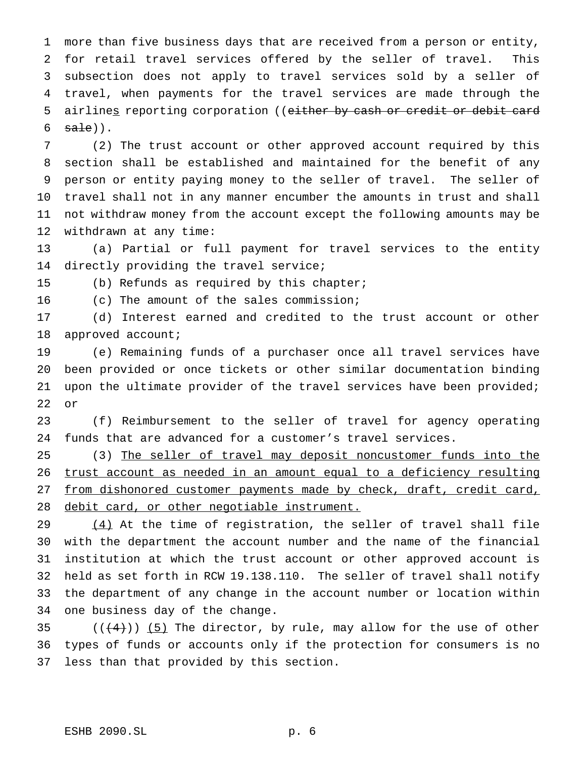more than five business days that are received from a person or entity, for retail travel services offered by the seller of travel. This subsection does not apply to travel services sold by a seller of travel, when payments for the travel services are made through the airlines reporting corporation ((~~either by cash or credit or debit card sale~~)).

(2) The trust account or other approved account required by this section shall be established and maintained for the benefit of any person or entity paying money to the seller of travel. The seller of travel shall not in any manner encumber the amounts in trust and shall not withdraw money from the account except the following amounts may be withdrawn at any time:

(a) Partial or full payment for travel services to the entity directly providing the travel service;

(b) Refunds as required by this chapter;

(c) The amount of the sales commission;

(d) Interest earned and credited to the trust account or other approved account;

(e) Remaining funds of a purchaser once all travel services have been provided or once tickets or other similar documentation binding upon the ultimate provider of the travel services have been provided; or

(f) Reimbursement to the seller of travel for agency operating funds that are advanced for a customer's travel services.

(3) <u>The seller of travel may deposit noncustomer funds into the trust account as needed in an amount equal to a deficiency resulting from dishonored customer payments made by check, draft, credit card, debit card, or other negotiable instrument.</u>

<u>(4)</u> At the time of registration, the seller of travel shall file with the department the account number and the name of the financial institution at which the trust account or other approved account is held as set forth in RCW 19.138.110. The seller of travel shall notify the department of any change in the account number or location within one business day of the change.

((~~(4)~~)) <u>(5)</u> The director, by rule, may allow for the use of other types of funds or accounts only if the protection for consumers is no less than that provided by this section.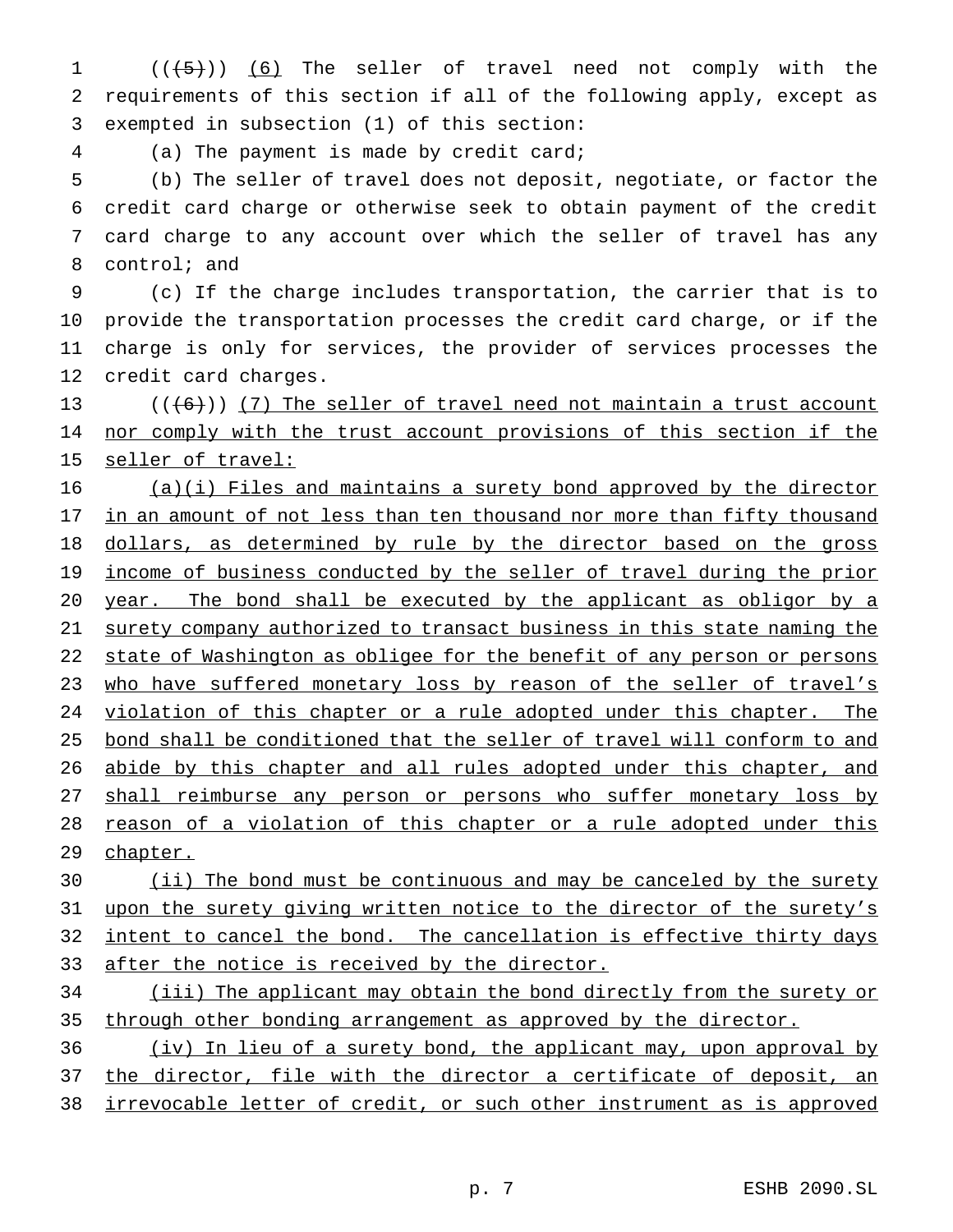((~~(5)~~)) (6) The seller of travel need not comply with the requirements of this section if all of the following apply, except as exempted in subsection (1) of this section:

(a) The payment is made by credit card;

(b) The seller of travel does not deposit, negotiate, or factor the credit card charge or otherwise seek to obtain payment of the credit card charge to any account over which the seller of travel has any control; and

(c) If the charge includes transportation, the carrier that is to provide the transportation processes the credit card charge, or if the charge is only for services, the provider of services processes the credit card charges.

((~~(6)~~)) (7) The seller of travel need not maintain a trust account nor comply with the trust account provisions of this section if the seller of travel:

(a)(i) Files and maintains a surety bond approved by the director in an amount of not less than ten thousand nor more than fifty thousand dollars, as determined by rule by the director based on the gross income of business conducted by the seller of travel during the prior year. The bond shall be executed by the applicant as obligor by a surety company authorized to transact business in this state naming the state of Washington as obligee for the benefit of any person or persons who have suffered monetary loss by reason of the seller of travel's violation of this chapter or a rule adopted under this chapter. The bond shall be conditioned that the seller of travel will conform to and abide by this chapter and all rules adopted under this chapter, and shall reimburse any person or persons who suffer monetary loss by reason of a violation of this chapter or a rule adopted under this chapter.

(ii) The bond must be continuous and may be canceled by the surety upon the surety giving written notice to the director of the surety's intent to cancel the bond. The cancellation is effective thirty days after the notice is received by the director.

(iii) The applicant may obtain the bond directly from the surety or through other bonding arrangement as approved by the director.

(iv) In lieu of a surety bond, the applicant may, upon approval by the director, file with the director a certificate of deposit, an irrevocable letter of credit, or such other instrument as is approved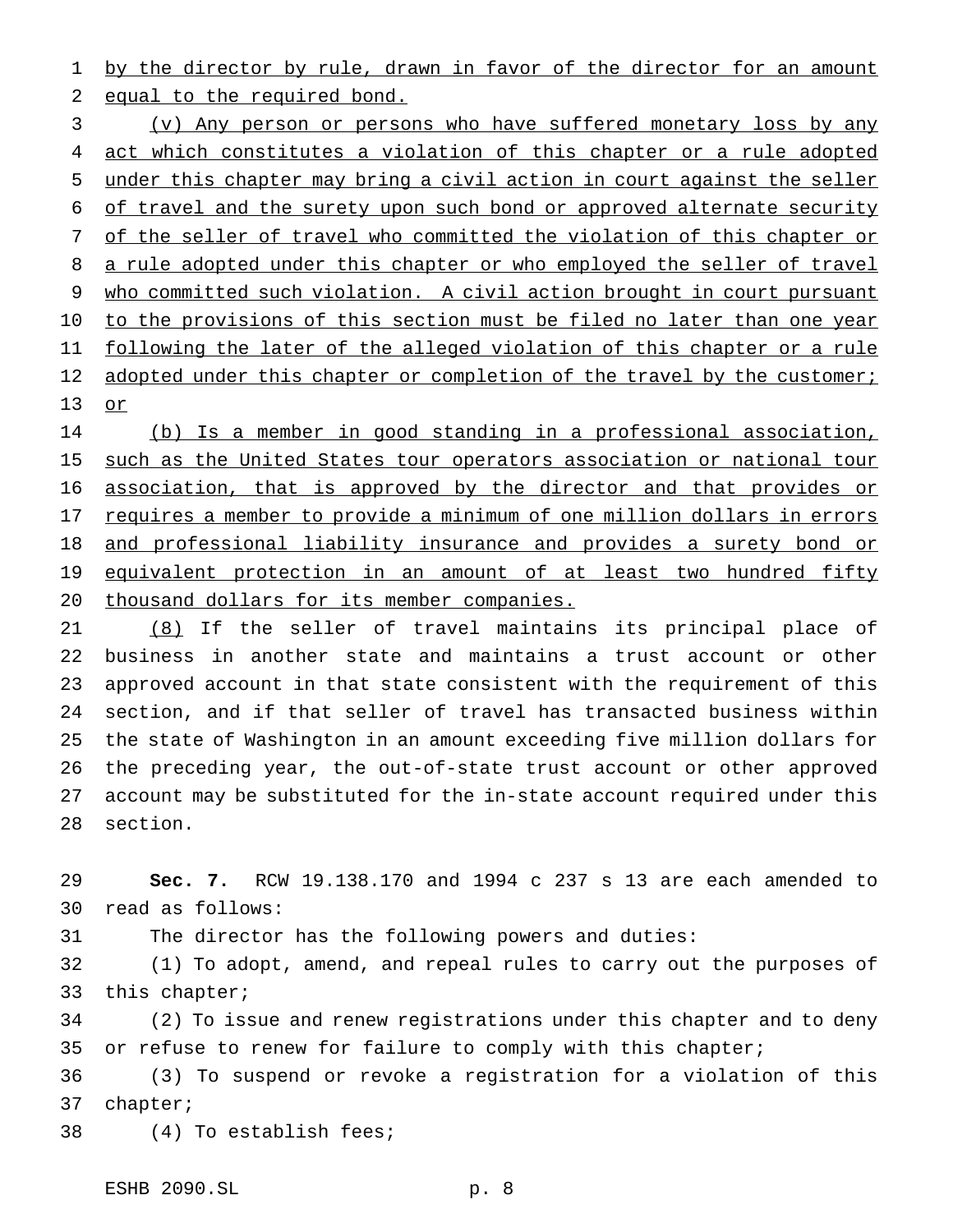by the director by rule, drawn in favor of the director for an amount equal to the required bond.

(v) Any person or persons who have suffered monetary loss by any act which constitutes a violation of this chapter or a rule adopted under this chapter may bring a civil action in court against the seller of travel and the surety upon such bond or approved alternate security of the seller of travel who committed the violation of this chapter or a rule adopted under this chapter or who employed the seller of travel who committed such violation. A civil action brought in court pursuant to the provisions of this section must be filed no later than one year following the later of the alleged violation of this chapter or a rule adopted under this chapter or completion of the travel by the customer; or

(b) Is a member in good standing in a professional association, such as the United States tour operators association or national tour association, that is approved by the director and that provides or requires a member to provide a minimum of one million dollars in errors and professional liability insurance and provides a surety bond or equivalent protection in an amount of at least two hundred fifty thousand dollars for its member companies.

(8) If the seller of travel maintains its principal place of business in another state and maintains a trust account or other approved account in that state consistent with the requirement of this section, and if that seller of travel has transacted business within the state of Washington in an amount exceeding five million dollars for the preceding year, the out-of-state trust account or other approved account may be substituted for the in-state account required under this section.

**Sec. 7.** RCW 19.138.170 and 1994 c 237 s 13 are each amended to read as follows:

The director has the following powers and duties:

(1) To adopt, amend, and repeal rules to carry out the purposes of this chapter;

(2) To issue and renew registrations under this chapter and to deny or refuse to renew for failure to comply with this chapter;

(3) To suspend or revoke a registration for a violation of this chapter;

(4) To establish fees;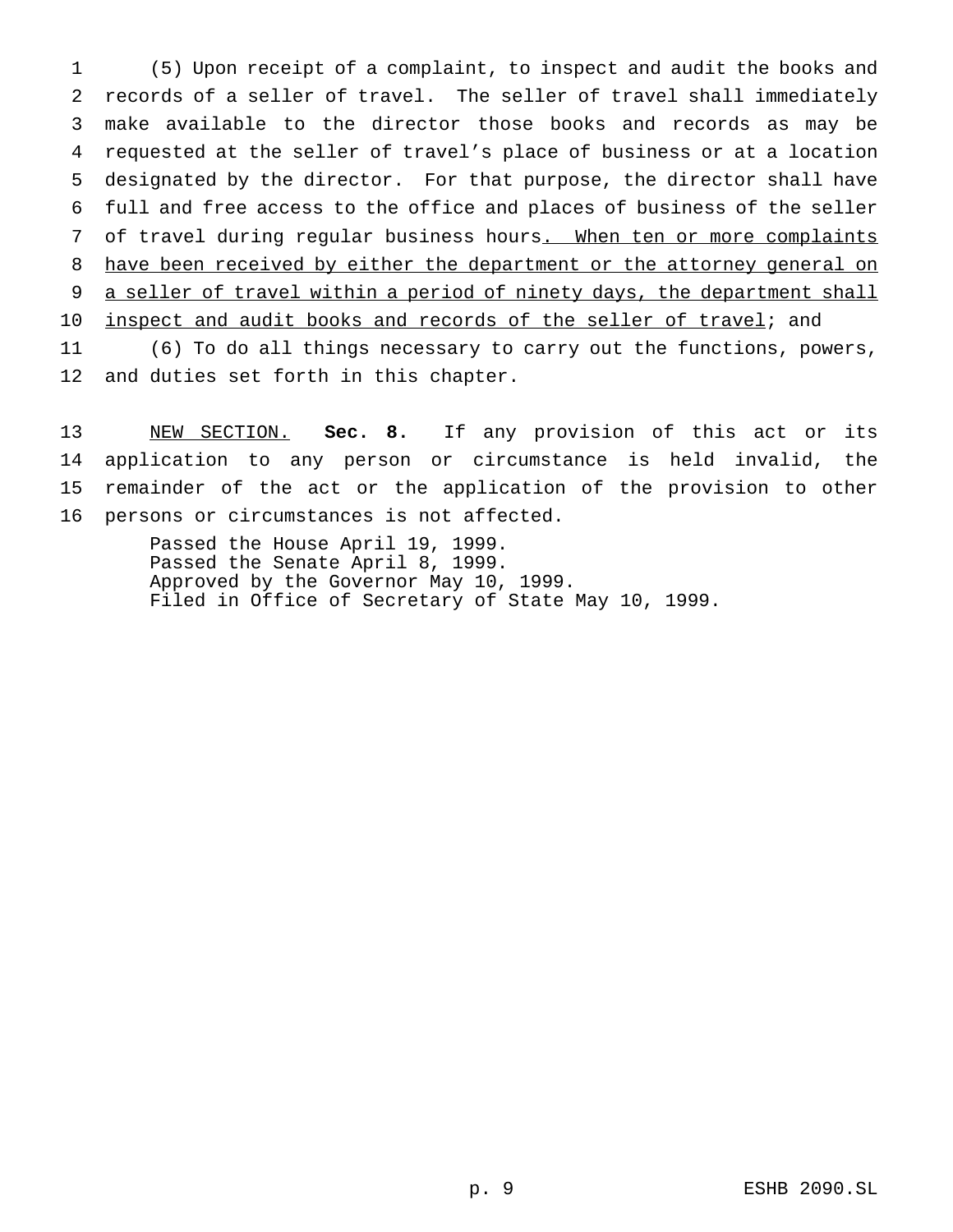(5) Upon receipt of a complaint, to inspect and audit the books and records of a seller of travel. The seller of travel shall immediately make available to the director those books and records as may be requested at the seller of travel's place of business or at a location designated by the director. For that purpose, the director shall have full and free access to the office and places of business of the seller of travel during regular business hours. When ten or more complaints have been received by either the department or the attorney general on a seller of travel within a period of ninety days, the department shall inspect and audit books and records of the seller of travel; and

(6) To do all things necessary to carry out the functions, powers, and duties set forth in this chapter.

NEW SECTION. **Sec. 8.** If any provision of this act or its application to any person or circumstance is held invalid, the remainder of the act or the application of the provision to other persons or circumstances is not affected.

Passed the House April 19, 1999.
Passed the Senate April 8, 1999.
Approved by the Governor May 10, 1999.
Filed in Office of Secretary of State May 10, 1999.